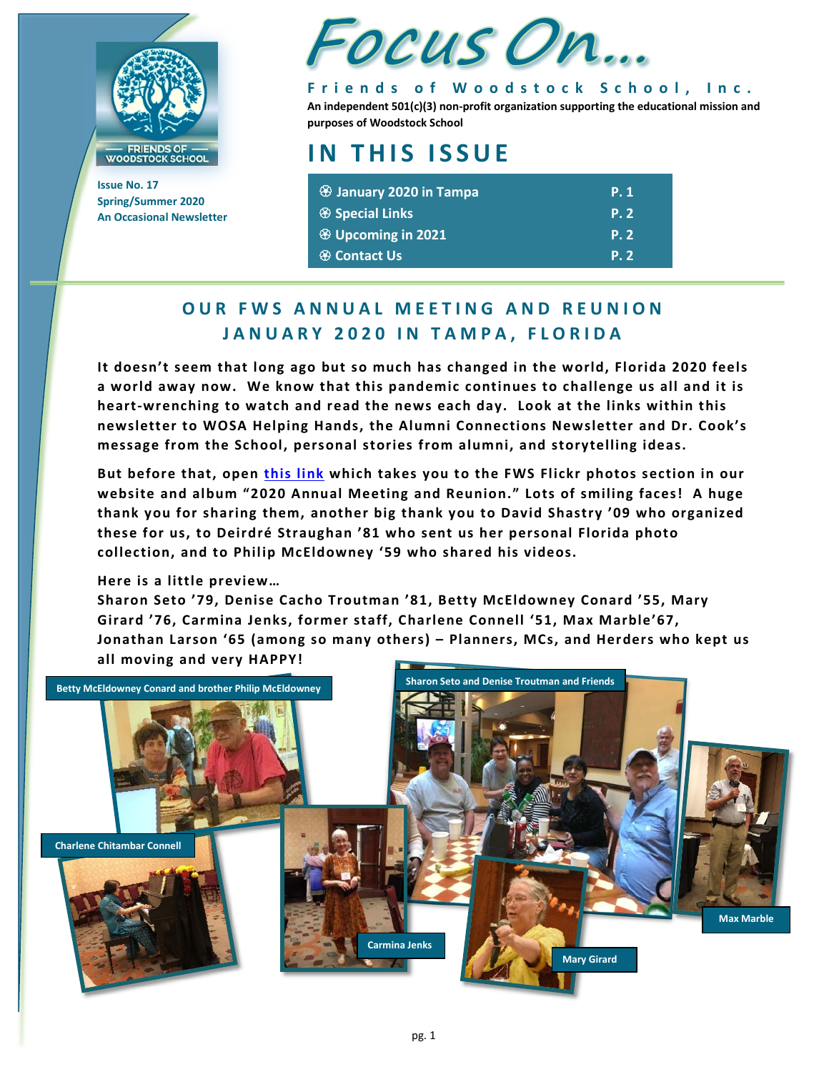# Focus On...

**Friends of Woodstock School, Inc.**

**An independent 501(c)(3) non-profit organization supporting the educational mission and purposes of Woodstock School**

FRIENDS OF WOODSTOCK SCHOOL

**Issue No. 17**
**Spring/Summer 2020**
**An Occasional Newsletter**

## IN THIS ISSUE

| | |
|---|---|
| ֍ January 2020 in Tampa | P. 1 |
| ֍ Special Links | P. 2 |
| ֍ Upcoming in 2021 | P. 2 |
| ֍ Contact Us | P. 2 |

## OUR FWS ANNUAL MEETING AND REUNION JANUARY 2020 IN TAMPA, FLORIDA

**It doesn't seem that long ago but so much has changed in the world, Florida 2020 feels a world away now. We know that this pandemic continues to challenge us all and it is heart-wrenching to watch and read the news each day. Look at the links within this newsletter to WOSA Helping Hands, the Alumni Connections Newsletter and Dr. Cook's message from the School, personal stories from alumni, and storytelling ideas.**

**But before that, open this link which takes you to the FWS Flickr photos section in our website and album "2020 Annual Meeting and Reunion." Lots of smiling faces! A huge thank you for sharing them, another big thank you to David Shastry '09 who organized these for us, to Deirdré Straughan '81 who sent us her personal Florida photo collection, and to Philip McEldowney '59 who shared his videos.**

**Here is a little preview…**
**Sharon Seto '79, Denise Cacho Troutman '81, Betty McEldowney Conard '55, Mary Girard '76, Carmina Jenks, former staff, Charlene Connell '51, Max Marble'67, Jonathan Larson '65 (among so many others) – Planners, MCs, and Herders who kept us all moving and very HAPPY!**

Betty McEldowney Conard and brother Philip McEldowney

Sharon Seto and Denise Troutman and Friends

Charlene Chitambar Connell

Carmina Jenks

Mary Girard

Max Marble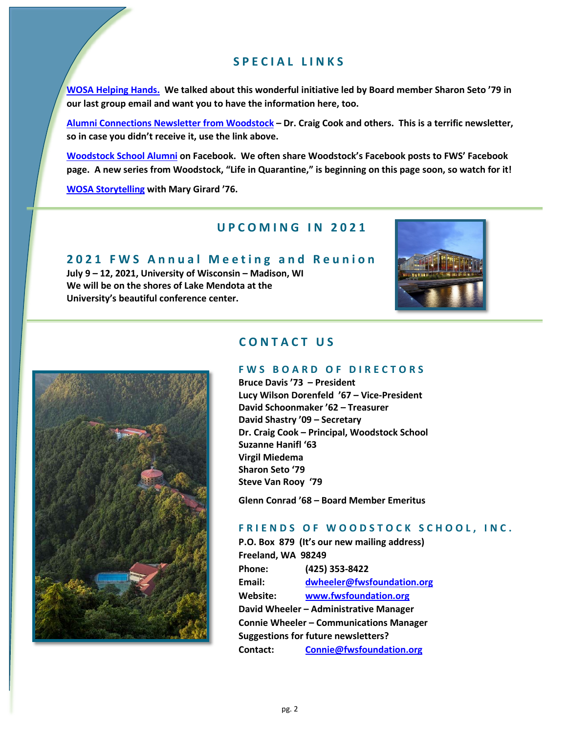## SPECIAL LINKS

**WOSA Helping Hands. We talked about this wonderful initiative led by Board member Sharon Seto '79 in our last group email and want you to have the information here, too.**

**Alumni Connections Newsletter from Woodstock – Dr. Craig Cook and others. This is a terrific newsletter, so in case you didn't receive it, use the link above.**

**Woodstock School Alumni on Facebook. We often share Woodstock's Facebook posts to FWS' Facebook page. A new series from Woodstock, "Life in Quarantine," is beginning on this page soon, so watch for it!**

**WOSA Storytelling with Mary Girard '76.**

## UPCOMING IN 2021

### 2021 FWS Annual Meeting and Reunion

**July 9 – 12, 2021, University of Wisconsin – Madison, WI**
**We will be on the shores of Lake Mendota at the University's beautiful conference center.**

## CONTACT US

### FWS BOARD OF DIRECTORS

**Bruce Davis '73 – President**
**Lucy Wilson Dorenfeld '67 – Vice-President**
**David Schoonmaker '62 – Treasurer**
**David Shastry '09 – Secretary**
**Dr. Craig Cook – Principal, Woodstock School**
**Suzanne Hanifl '63**
**Virgil Miedema**
**Sharon Seto '79**
**Steve Van Rooy '79**

**Glenn Conrad '68 – Board Member Emeritus**

### FRIENDS OF WOODSTOCK SCHOOL, INC.

**P.O. Box 879 (It's our new mailing address)**
**Freeland, WA 98249**
**Phone: (425) 353-8422**
**Email: dwheeler@fwsfoundation.org**
**Website: www.fwsfoundation.org**
**David Wheeler – Administrative Manager**
**Connie Wheeler – Communications Manager**
**Suggestions for future newsletters?**
**Contact: Connie@fwsfoundation.org**